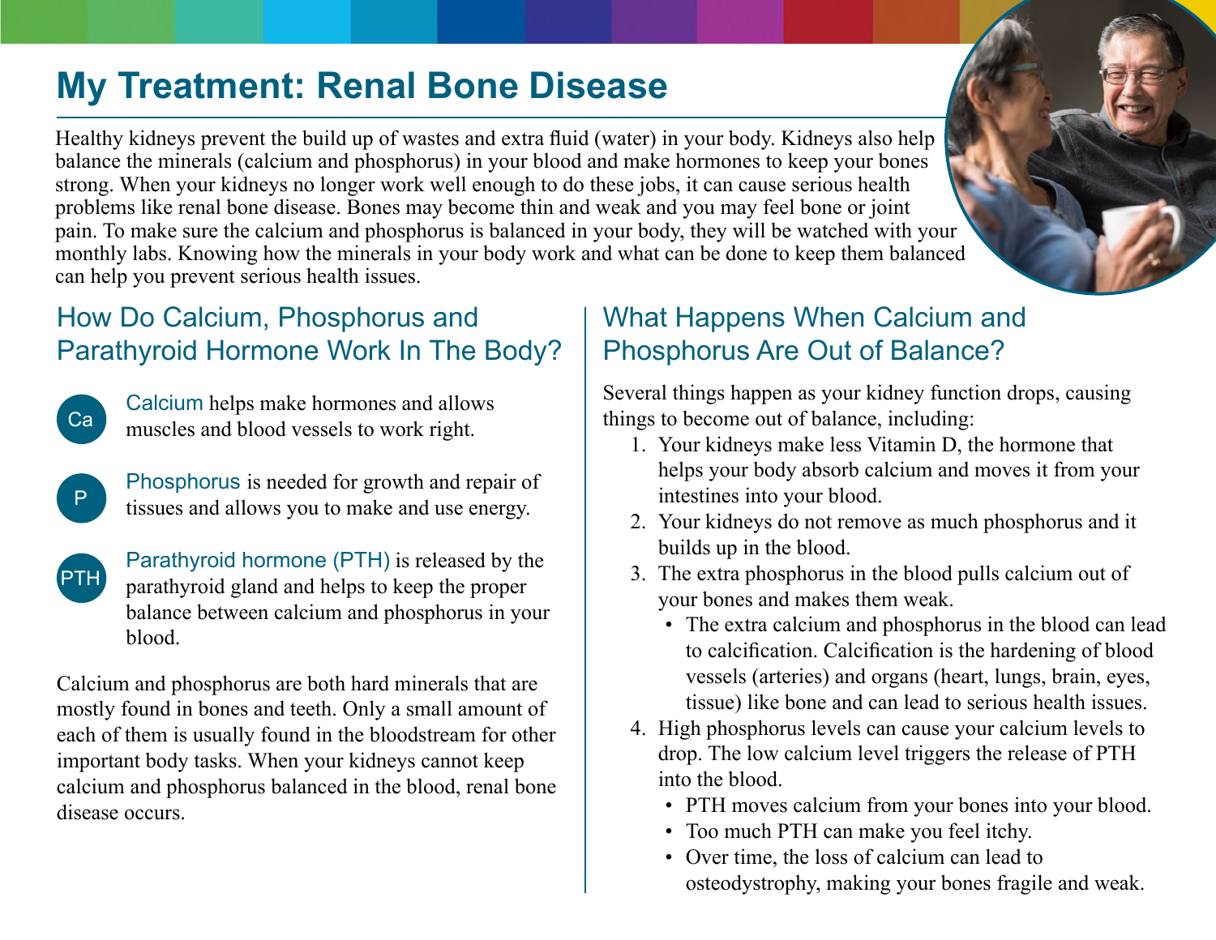# My Treatment: Renal Bone Disease

Healthy kidneys prevent the build up of wastes and extra fluid (water) in your body. Kidneys also help balance the minerals (calcium and phosphorus) in your blood and make hormones to keep your bones strong. When your kidneys no longer work well enough to do these jobs, it can cause serious health problems like renal bone disease. Bones may become thin and weak and you may feel bone or joint pain. To make sure the calcium and phosphorus is balanced in your body, they will be watched with your monthly labs. Knowing how the minerals in your body work and what can be done to keep them balanced can help you prevent serious health issues.

## How Do Calcium, Phosphorus and Parathyroid Hormone Work In The Body?

**Ca** — Calcium helps make hormones and allows muscles and blood vessels to work right.

**P** — Phosphorus is needed for growth and repair of tissues and allows you to make and use energy.

**PTH** — Parathyroid hormone (PTH) is released by the parathyroid gland and helps to keep the proper balance between calcium and phosphorus in your blood.

Calcium and phosphorus are both hard minerals that are mostly found in bones and teeth. Only a small amount of each of them is usually found in the bloodstream for other important body tasks. When your kidneys cannot keep calcium and phosphorus balanced in the blood, renal bone disease occurs.

## What Happens When Calcium and Phosphorus Are Out of Balance?

Several things happen as your kidney function drops, causing things to become out of balance, including:

1. Your kidneys make less Vitamin D, the hormone that helps your body absorb calcium and moves it from your intestines into your blood.
2. Your kidneys do not remove as much phosphorus and it builds up in the blood.
3. The extra phosphorus in the blood pulls calcium out of your bones and makes them weak.
   - The extra calcium and phosphorus in the blood can lead to calcification. Calcification is the hardening of blood vessels (arteries) and organs (heart, lungs, brain, eyes, tissue) like bone and can lead to serious health issues.
4. High phosphorus levels can cause your calcium levels to drop. The low calcium level triggers the release of PTH into the blood.
   - PTH moves calcium from your bones into your blood.
   - Too much PTH can make you feel itchy.
   - Over time, the loss of calcium can lead to osteodystrophy, making your bones fragile and weak.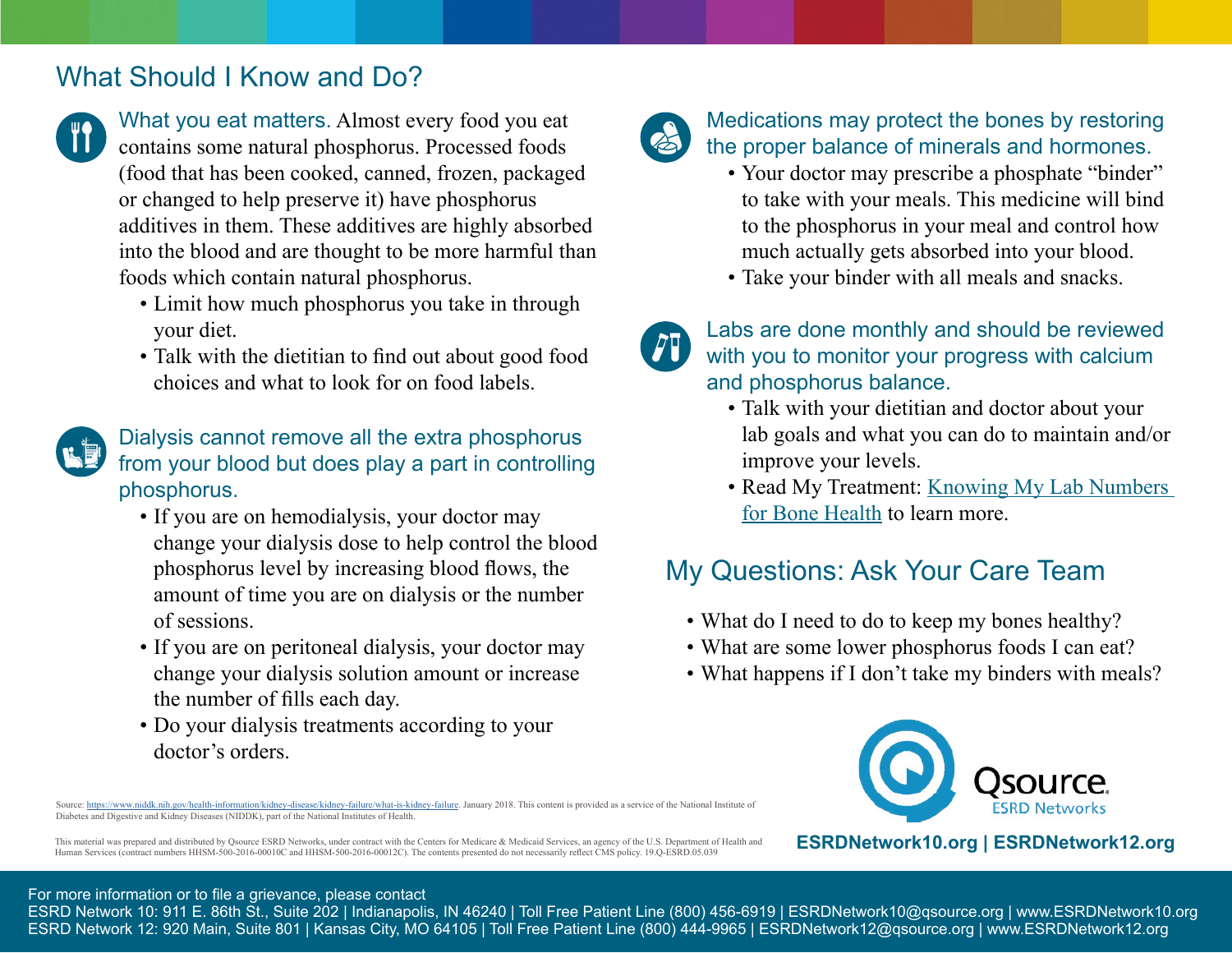## What Should I Know and Do?

**What you eat matters.** Almost every food you eat contains some natural phosphorus. Processed foods (food that has been cooked, canned, frozen, packaged or changed to help preserve it) have phosphorus additives in them. These additives are highly absorbed into the blood and are thought to be more harmful than foods which contain natural phosphorus.

- Limit how much phosphorus you take in through your diet.
- Talk with the dietitian to find out about good food choices and what to look for on food labels.

**Dialysis cannot remove all the extra phosphorus from your blood but does play a part in controlling phosphorus.**

- If you are on hemodialysis, your doctor may change your dialysis dose to help control the blood phosphorus level by increasing blood flows, the amount of time you are on dialysis or the number of sessions.
- If you are on peritoneal dialysis, your doctor may change your dialysis solution amount or increase the number of fills each day.
- Do your dialysis treatments according to your doctor's orders.

**Medications may protect the bones by restoring the proper balance of minerals and hormones.**

- Your doctor may prescribe a phosphate "binder" to take with your meals. This medicine will bind to the phosphorus in your meal and control how much actually gets absorbed into your blood.
- Take your binder with all meals and snacks.

**Labs are done monthly and should be reviewed with you to monitor your progress with calcium and phosphorus balance.**

- Talk with your dietitian and doctor about your lab goals and what you can do to maintain and/or improve your levels.
- Read My Treatment: Knowing My Lab Numbers for Bone Health to learn more.

## My Questions: Ask Your Care Team

- What do I need to do to keep my bones healthy?
- What are some lower phosphorus foods I can eat?
- What happens if I don't take my binders with meals?

Source: https://www.niddk.nih.gov/health-information/kidney-disease/kidney-failure/what-is-kidney-failure. January 2018. This content is provided as a service of the National Institute of Diabetes and Digestive and Kidney Diseases (NIDDK), part of the National Institutes of Health.

This material was prepared and distributed by Qsource ESRD Networks, under contract with the Centers for Medicare & Medicaid Services, an agency of the U.S. Department of Health and Human Services (contract numbers HHSM-500-2016-00010C and HHSM-500-2016-00012C). The contents presented do not necessarily reflect CMS policy. 19.Q-ESRD.05.039

Qsource ESRD Networks

**ESRDNetwork10.org | ESRDNetwork12.org**

For more information or to file a grievance, please contact
ESRD Network 10: 911 E. 86th St., Suite 202 | Indianapolis, IN 46240 | Toll Free Patient Line (800) 456-6919 | ESRDNetwork10@qsource.org | www.ESRDNetwork10.org
ESRD Network 12: 920 Main, Suite 801 | Kansas City, MO 64105 | Toll Free Patient Line (800) 444-9965 | ESRDNetwork12@qsource.org | www.ESRDNetwork12.org